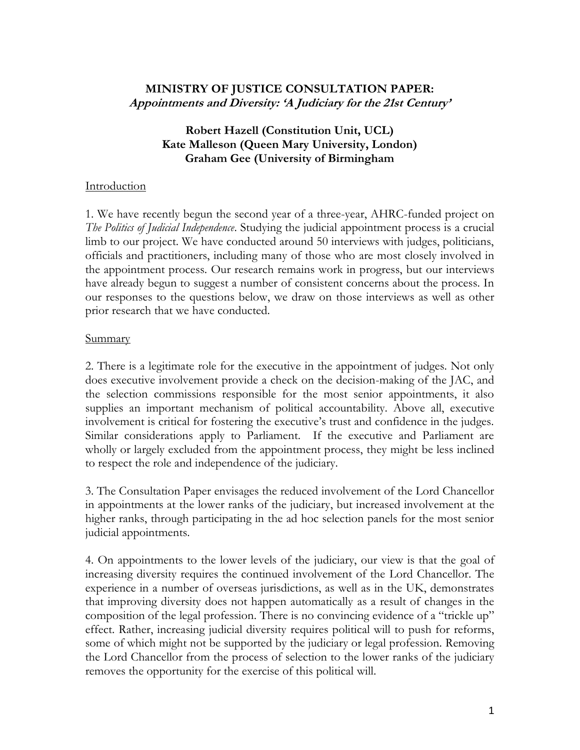**MINISTRY OF JUSTICE CONSULTATION PAPER:**
***Appointments and Diversity: 'A Judiciary for the 21st Century'***

**Robert Hazell (Constitution Unit, UCL)**
**Kate Malleson (Queen Mary University, London)**
**Graham Gee (University of Birmingham**

Introduction

1. We have recently begun the second year of a three-year, AHRC-funded project on *The Politics of Judicial Independence*. Studying the judicial appointment process is a crucial limb to our project. We have conducted around 50 interviews with judges, politicians, officials and practitioners, including many of those who are most closely involved in the appointment process. Our research remains work in progress, but our interviews have already begun to suggest a number of consistent concerns about the process. In our responses to the questions below, we draw on those interviews as well as other prior research that we have conducted.

Summary

2. There is a legitimate role for the executive in the appointment of judges. Not only does executive involvement provide a check on the decision-making of the JAC, and the selection commissions responsible for the most senior appointments, it also supplies an important mechanism of political accountability. Above all, executive involvement is critical for fostering the executive's trust and confidence in the judges. Similar considerations apply to Parliament. If the executive and Parliament are wholly or largely excluded from the appointment process, they might be less inclined to respect the role and independence of the judiciary.

3. The Consultation Paper envisages the reduced involvement of the Lord Chancellor in appointments at the lower ranks of the judiciary, but increased involvement at the higher ranks, through participating in the ad hoc selection panels for the most senior judicial appointments.

4. On appointments to the lower levels of the judiciary, our view is that the goal of increasing diversity requires the continued involvement of the Lord Chancellor. The experience in a number of overseas jurisdictions, as well as in the UK, demonstrates that improving diversity does not happen automatically as a result of changes in the composition of the legal profession. There is no convincing evidence of a "trickle up" effect. Rather, increasing judicial diversity requires political will to push for reforms, some of which might not be supported by the judiciary or legal profession. Removing the Lord Chancellor from the process of selection to the lower ranks of the judiciary removes the opportunity for the exercise of this political will.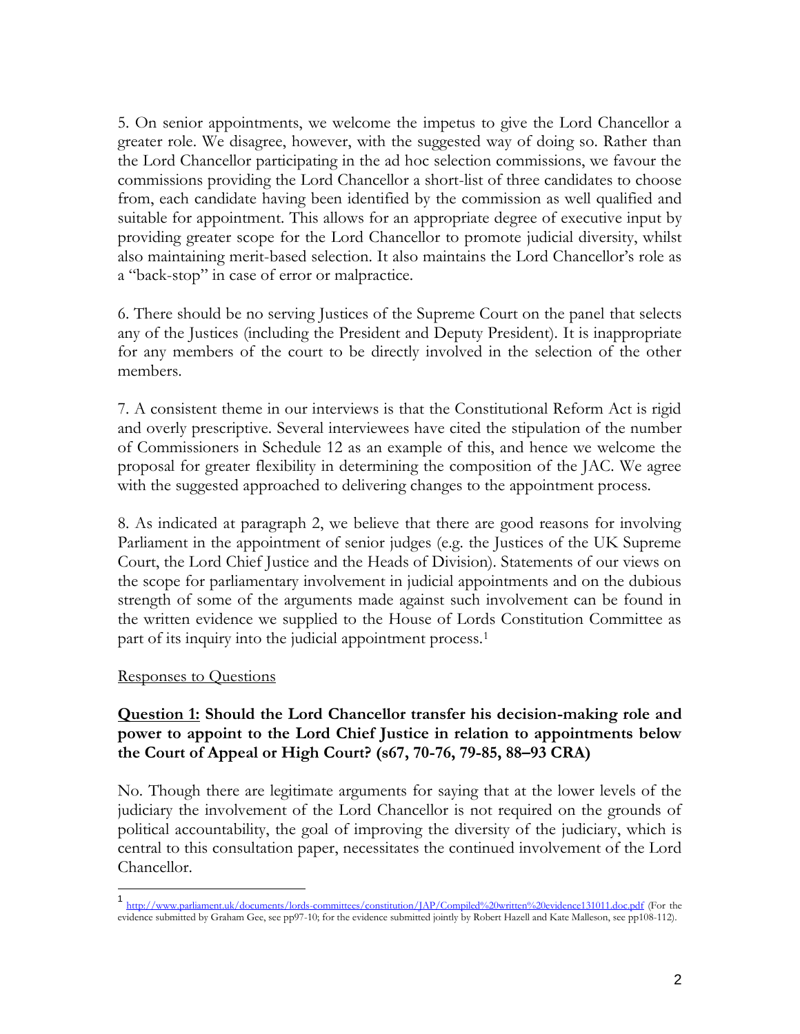5. On senior appointments, we welcome the impetus to give the Lord Chancellor a greater role. We disagree, however, with the suggested way of doing so. Rather than the Lord Chancellor participating in the ad hoc selection commissions, we favour the commissions providing the Lord Chancellor a short-list of three candidates to choose from, each candidate having been identified by the commission as well qualified and suitable for appointment. This allows for an appropriate degree of executive input by providing greater scope for the Lord Chancellor to promote judicial diversity, whilst also maintaining merit-based selection. It also maintains the Lord Chancellor's role as a "back-stop" in case of error or malpractice.

6. There should be no serving Justices of the Supreme Court on the panel that selects any of the Justices (including the President and Deputy President). It is inappropriate for any members of the court to be directly involved in the selection of the other members.

7. A consistent theme in our interviews is that the Constitutional Reform Act is rigid and overly prescriptive. Several interviewees have cited the stipulation of the number of Commissioners in Schedule 12 as an example of this, and hence we welcome the proposal for greater flexibility in determining the composition of the JAC. We agree with the suggested approached to delivering changes to the appointment process.

8. As indicated at paragraph 2, we believe that there are good reasons for involving Parliament in the appointment of senior judges (e.g. the Justices of the UK Supreme Court, the Lord Chief Justice and the Heads of Division). Statements of our views on the scope for parliamentary involvement in judicial appointments and on the dubious strength of some of the arguments made against such involvement can be found in the written evidence we supplied to the House of Lords Constitution Committee as part of its inquiry into the judicial appointment process.[1]

Responses to Questions

**Question 1: Should the Lord Chancellor transfer his decision-making role and power to appoint to the Lord Chief Justice in relation to appointments below the Court of Appeal or High Court? (s67, 70-76, 79-85, 88–93 CRA)**

No. Though there are legitimate arguments for saying that at the lower levels of the judiciary the involvement of the Lord Chancellor is not required on the grounds of political accountability, the goal of improving the diversity of the judiciary, which is central to this consultation paper, necessitates the continued involvement of the Lord Chancellor.

[1] http://www.parliament.uk/documents/lords-committees/constitution/JAP/Compiled%20written%20evidence131011.doc.pdf (For the evidence submitted by Graham Gee, see pp97-10; for the evidence submitted jointly by Robert Hazell and Kate Malleson, see pp108-112).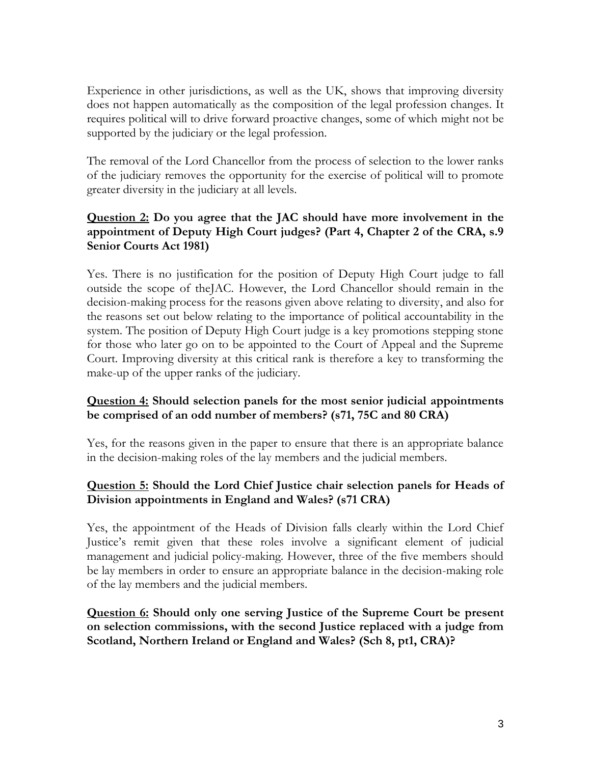Experience in other jurisdictions, as well as the UK, shows that improving diversity does not happen automatically as the composition of the legal profession changes. It requires political will to drive forward proactive changes, some of which might not be supported by the judiciary or the legal profession.

The removal of the Lord Chancellor from the process of selection to the lower ranks of the judiciary removes the opportunity for the exercise of political will to promote greater diversity in the judiciary at all levels.

**<u>Question 2:</u> Do you agree that the JAC should have more involvement in the appointment of Deputy High Court judges? (Part 4, Chapter 2 of the CRA, s.9 Senior Courts Act 1981)**

Yes. There is no justification for the position of Deputy High Court judge to fall outside the scope of theJAC. However, the Lord Chancellor should remain in the decision-making process for the reasons given above relating to diversity, and also for the reasons set out below relating to the importance of political accountability in the system. The position of Deputy High Court judge is a key promotions stepping stone for those who later go on to be appointed to the Court of Appeal and the Supreme Court. Improving diversity at this critical rank is therefore a key to transforming the make-up of the upper ranks of the judiciary.

**<u>Question 4:</u> Should selection panels for the most senior judicial appointments be comprised of an odd number of members? (s71, 75C and 80 CRA)**

Yes, for the reasons given in the paper to ensure that there is an appropriate balance in the decision-making roles of the lay members and the judicial members.

**<u>Question 5:</u> Should the Lord Chief Justice chair selection panels for Heads of Division appointments in England and Wales? (s71 CRA)**

Yes, the appointment of the Heads of Division falls clearly within the Lord Chief Justice's remit given that these roles involve a significant element of judicial management and judicial policy-making. However, three of the five members should be lay members in order to ensure an appropriate balance in the decision-making role of the lay members and the judicial members.

**<u>Question 6:</u> Should only one serving Justice of the Supreme Court be present on selection commissions, with the second Justice replaced with a judge from Scotland, Northern Ireland or England and Wales? (Sch 8, pt1, CRA)?**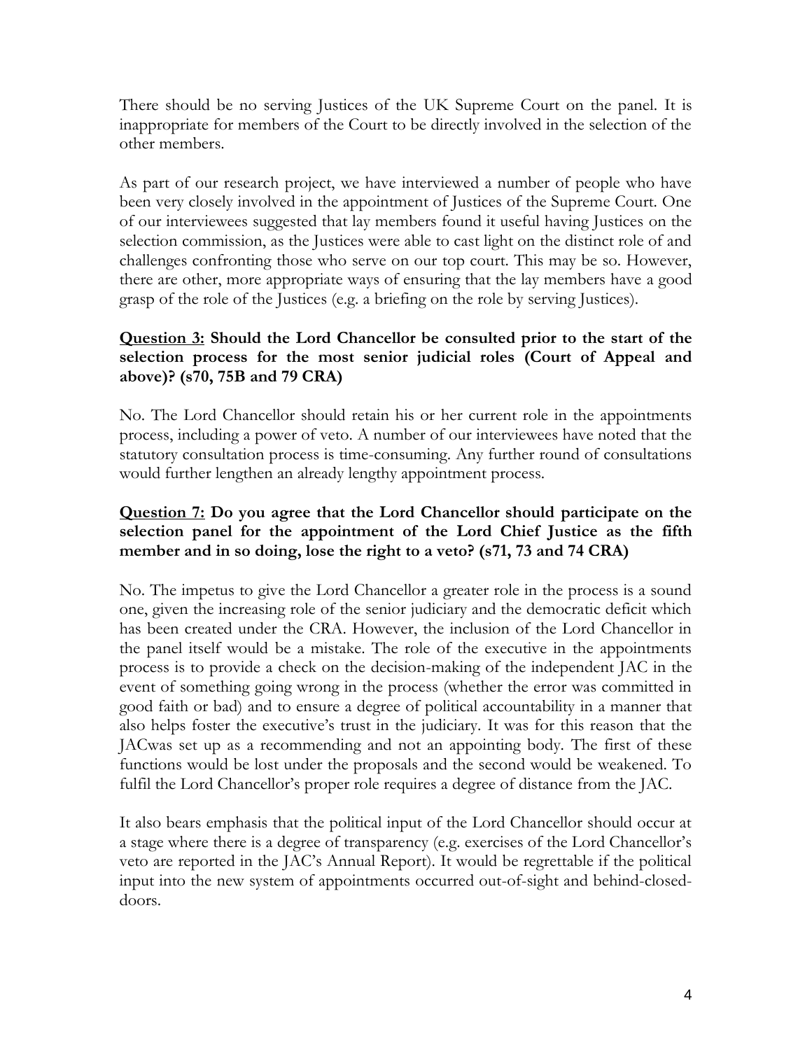There should be no serving Justices of the UK Supreme Court on the panel. It is inappropriate for members of the Court to be directly involved in the selection of the other members.

As part of our research project, we have interviewed a number of people who have been very closely involved in the appointment of Justices of the Supreme Court. One of our interviewees suggested that lay members found it useful having Justices on the selection commission, as the Justices were able to cast light on the distinct role of and challenges confronting those who serve on our top court. This may be so. However, there are other, more appropriate ways of ensuring that the lay members have a good grasp of the role of the Justices (e.g. a briefing on the role by serving Justices).

**Question 3: Should the Lord Chancellor be consulted prior to the start of the selection process for the most senior judicial roles (Court of Appeal and above)? (s70, 75B and 79 CRA)**

No. The Lord Chancellor should retain his or her current role in the appointments process, including a power of veto. A number of our interviewees have noted that the statutory consultation process is time-consuming. Any further round of consultations would further lengthen an already lengthy appointment process.

**Question 7: Do you agree that the Lord Chancellor should participate on the selection panel for the appointment of the Lord Chief Justice as the fifth member and in so doing, lose the right to a veto? (s71, 73 and 74 CRA)**

No. The impetus to give the Lord Chancellor a greater role in the process is a sound one, given the increasing role of the senior judiciary and the democratic deficit which has been created under the CRA. However, the inclusion of the Lord Chancellor in the panel itself would be a mistake. The role of the executive in the appointments process is to provide a check on the decision-making of the independent JAC in the event of something going wrong in the process (whether the error was committed in good faith or bad) and to ensure a degree of political accountability in a manner that also helps foster the executive's trust in the judiciary. It was for this reason that the JACwas set up as a recommending and not an appointing body. The first of these functions would be lost under the proposals and the second would be weakened. To fulfil the Lord Chancellor's proper role requires a degree of distance from the JAC.

It also bears emphasis that the political input of the Lord Chancellor should occur at a stage where there is a degree of transparency (e.g. exercises of the Lord Chancellor's veto are reported in the JAC's Annual Report). It would be regrettable if the political input into the new system of appointments occurred out-of-sight and behind-closed-doors.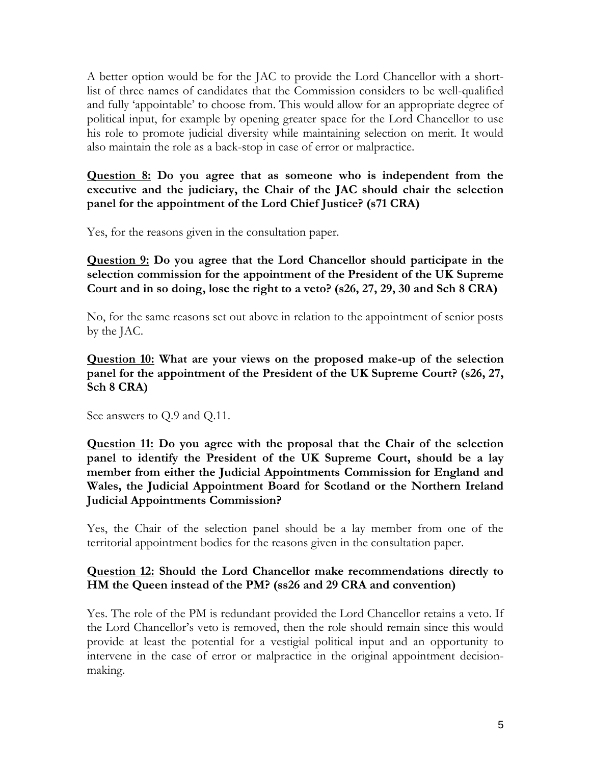A better option would be for the JAC to provide the Lord Chancellor with a short-list of three names of candidates that the Commission considers to be well-qualified and fully 'appointable' to choose from. This would allow for an appropriate degree of political input, for example by opening greater space for the Lord Chancellor to use his role to promote judicial diversity while maintaining selection on merit. It would also maintain the role as a back-stop in case of error or malpractice.

**<u>Question 8:</u> Do you agree that as someone who is independent from the executive and the judiciary, the Chair of the JAC should chair the selection panel for the appointment of the Lord Chief Justice? (s71 CRA)**

Yes, for the reasons given in the consultation paper.

**<u>Question 9:</u> Do you agree that the Lord Chancellor should participate in the selection commission for the appointment of the President of the UK Supreme Court and in so doing, lose the right to a veto? (s26, 27, 29, 30 and Sch 8 CRA)**

No, for the same reasons set out above in relation to the appointment of senior posts by the JAC.

**<u>Question 10:</u> What are your views on the proposed make-up of the selection panel for the appointment of the President of the UK Supreme Court? (s26, 27, Sch 8 CRA)**

See answers to Q.9 and Q.11.

**<u>Question 11:</u> Do you agree with the proposal that the Chair of the selection panel to identify the President of the UK Supreme Court, should be a lay member from either the Judicial Appointments Commission for England and Wales, the Judicial Appointment Board for Scotland or the Northern Ireland Judicial Appointments Commission?**

Yes, the Chair of the selection panel should be a lay member from one of the territorial appointment bodies for the reasons given in the consultation paper.

**<u>Question 12:</u> Should the Lord Chancellor make recommendations directly to HM the Queen instead of the PM? (ss26 and 29 CRA and convention)**

Yes. The role of the PM is redundant provided the Lord Chancellor retains a veto. If the Lord Chancellor's veto is removed, then the role should remain since this would provide at least the potential for a vestigial political input and an opportunity to intervene in the case of error or malpractice in the original appointment decision-making.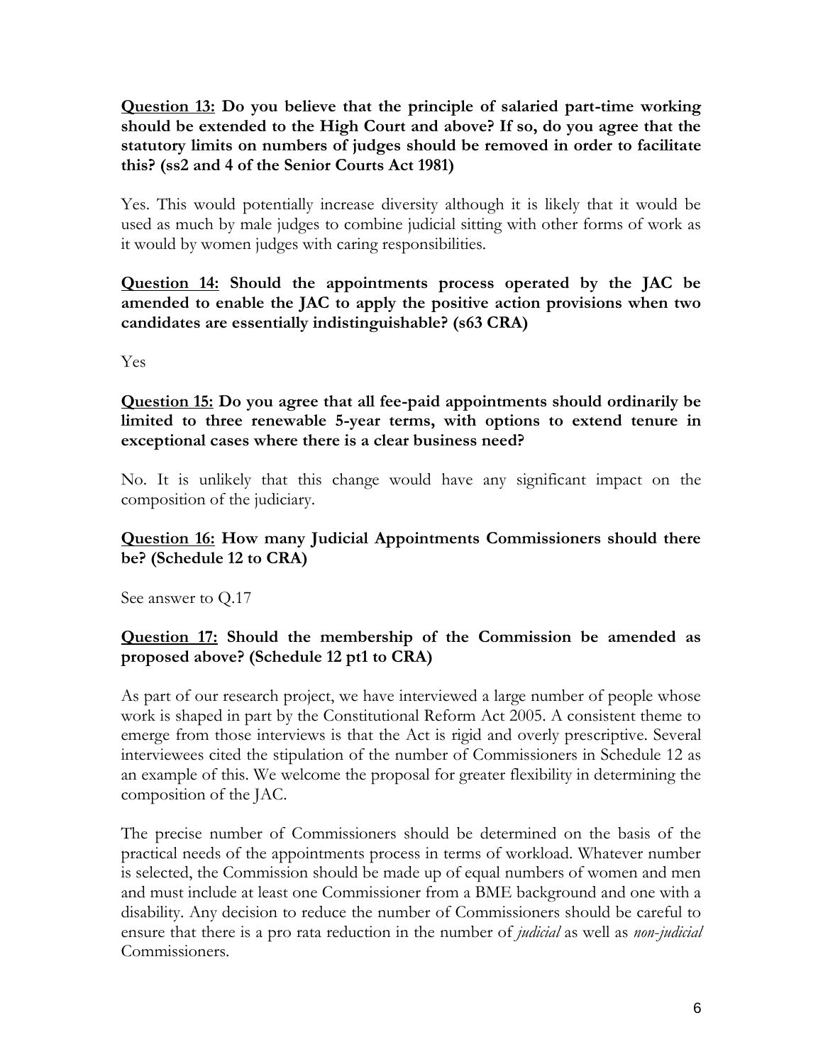**<u>Question 13:</u> Do you believe that the principle of salaried part-time working should be extended to the High Court and above? If so, do you agree that the statutory limits on numbers of judges should be removed in order to facilitate this? (ss2 and 4 of the Senior Courts Act 1981)**

Yes. This would potentially increase diversity although it is likely that it would be used as much by male judges to combine judicial sitting with other forms of work as it would by women judges with caring responsibilities.

**<u>Question 14:</u> Should the appointments process operated by the JAC be amended to enable the JAC to apply the positive action provisions when two candidates are essentially indistinguishable? (s63 CRA)**

Yes

**<u>Question 15:</u> Do you agree that all fee-paid appointments should ordinarily be limited to three renewable 5-year terms, with options to extend tenure in exceptional cases where there is a clear business need?**

No. It is unlikely that this change would have any significant impact on the composition of the judiciary.

**<u>Question 16:</u> How many Judicial Appointments Commissioners should there be? (Schedule 12 to CRA)**

See answer to Q.17

**<u>Question 17:</u> Should the membership of the Commission be amended as proposed above? (Schedule 12 pt1 to CRA)**

As part of our research project, we have interviewed a large number of people whose work is shaped in part by the Constitutional Reform Act 2005. A consistent theme to emerge from those interviews is that the Act is rigid and overly prescriptive. Several interviewees cited the stipulation of the number of Commissioners in Schedule 12 as an example of this. We welcome the proposal for greater flexibility in determining the composition of the JAC.

The precise number of Commissioners should be determined on the basis of the practical needs of the appointments process in terms of workload. Whatever number is selected, the Commission should be made up of equal numbers of women and men and must include at least one Commissioner from a BME background and one with a disability. Any decision to reduce the number of Commissioners should be careful to ensure that there is a pro rata reduction in the number of *judicial* as well as *non-judicial* Commissioners.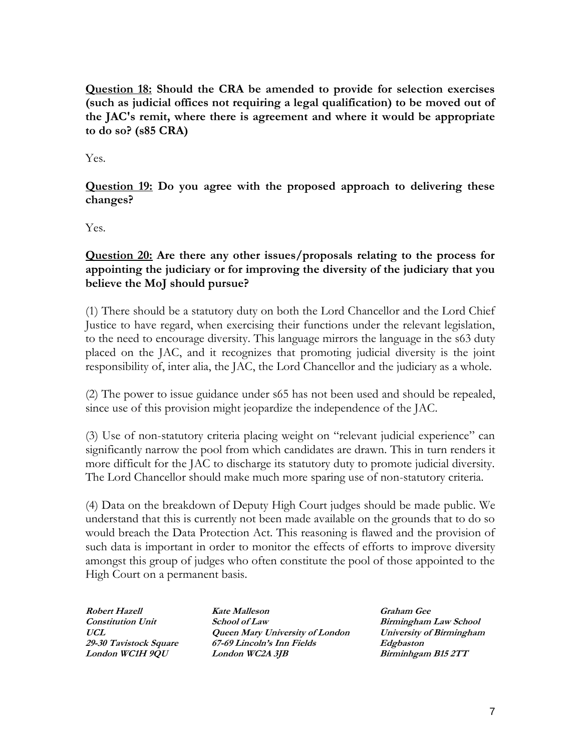**<u>Question 18:</u> Should the CRA be amended to provide for selection exercises (such as judicial offices not requiring a legal qualification) to be moved out of the JAC's remit, where there is agreement and where it would be appropriate to do so? (s85 CRA)**

Yes.

**<u>Question 19:</u> Do you agree with the proposed approach to delivering these changes?**

Yes.

**<u>Question 20:</u> Are there any other issues/proposals relating to the process for appointing the judiciary or for improving the diversity of the judiciary that you believe the MoJ should pursue?**

(1) There should be a statutory duty on both the Lord Chancellor and the Lord Chief Justice to have regard, when exercising their functions under the relevant legislation, to the need to encourage diversity. This language mirrors the language in the s63 duty placed on the JAC, and it recognizes that promoting judicial diversity is the joint responsibility of, inter alia, the JAC, the Lord Chancellor and the judiciary as a whole.

(2) The power to issue guidance under s65 has not been used and should be repealed, since use of this provision might jeopardize the independence of the JAC.

(3) Use of non-statutory criteria placing weight on "relevant judicial experience" can significantly narrow the pool from which candidates are drawn. This in turn renders it more difficult for the JAC to discharge its statutory duty to promote judicial diversity. The Lord Chancellor should make much more sparing use of non-statutory criteria.

(4) Data on the breakdown of Deputy High Court judges should be made public. We understand that this is currently not been made available on the grounds that to do so would breach the Data Protection Act. This reasoning is flawed and the provision of such data is important in order to monitor the effects of efforts to improve diversity amongst this group of judges who often constitute the pool of those appointed to the High Court on a permanent basis.

***Robert Hazell***
***Constitution Unit***
***UCL***
***29-30 Tavistock Square***
***London WC1H 9QU***

***Kate Malleson***
***School of Law***
***Queen Mary University of London***
***67-69 Lincoln's Inn Fields***
***London WC2A 3JB***

***Graham Gee***
***Birmingham Law School***
***University of Birmingham***
***Edgbaston***
***Birminhgam B15 2TT***